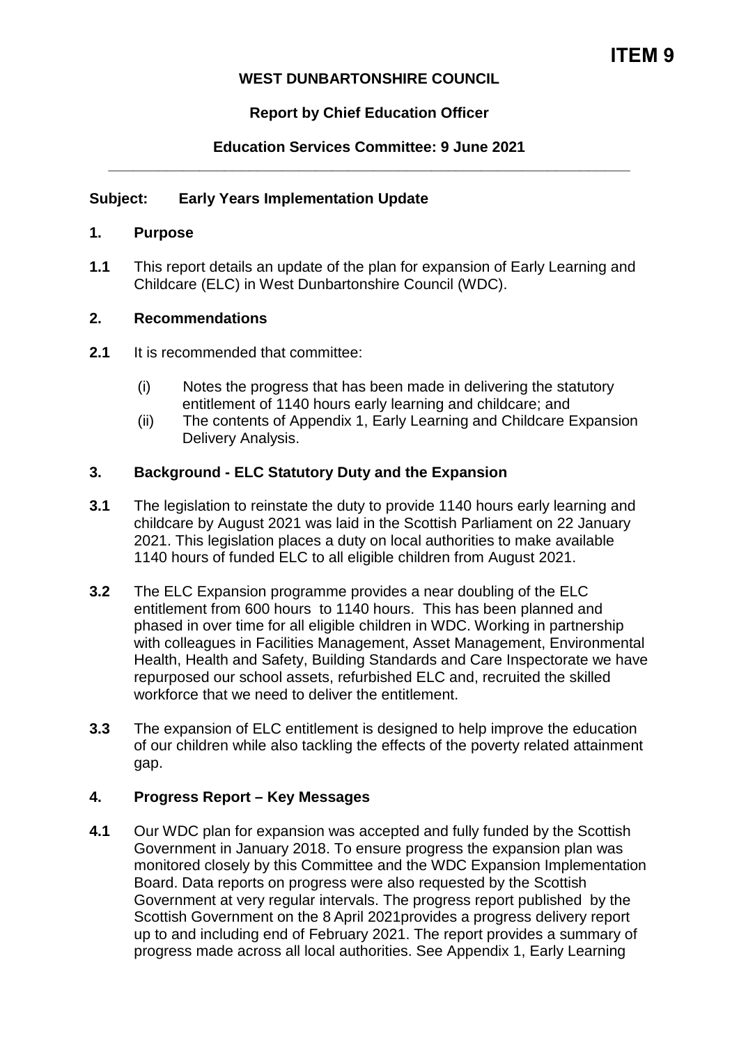**ITEM 9**

**WEST DUNBARTONSHIRE COUNCIL**

**Report by Chief Education Officer**

**Education Services Committee: 9 June 2021**

---

**Subject: Early Years Implementation Update**

## 1. Purpose

**1.1** This report details an update of the plan for expansion of Early Learning and Childcare (ELC) in West Dunbartonshire Council (WDC).

## 2. Recommendations

**2.1** It is recommended that committee:

(i) Notes the progress that has been made in delivering the statutory entitlement of 1140 hours early learning and childcare; and

(ii) The contents of Appendix 1, Early Learning and Childcare Expansion Delivery Analysis.

## 3. Background - ELC Statutory Duty and the Expansion

**3.1** The legislation to reinstate the duty to provide 1140 hours early learning and childcare by August 2021 was laid in the Scottish Parliament on 22 January 2021. This legislation places a duty on local authorities to make available 1140 hours of funded ELC to all eligible children from August 2021.

**3.2** The ELC Expansion programme provides a near doubling of the ELC entitlement from 600 hours to 1140 hours. This has been planned and phased in over time for all eligible children in WDC. Working in partnership with colleagues in Facilities Management, Asset Management, Environmental Health, Health and Safety, Building Standards and Care Inspectorate we have repurposed our school assets, refurbished ELC and, recruited the skilled workforce that we need to deliver the entitlement.

**3.3** The expansion of ELC entitlement is designed to help improve the education of our children while also tackling the effects of the poverty related attainment gap.

## 4. Progress Report – Key Messages

**4.1** Our WDC plan for expansion was accepted and fully funded by the Scottish Government in January 2018. To ensure progress the expansion plan was monitored closely by this Committee and the WDC Expansion Implementation Board. Data reports on progress were also requested by the Scottish Government at very regular intervals. The progress report published by the Scottish Government on the 8 April 2021provides a progress delivery report up to and including end of February 2021. The report provides a summary of progress made across all local authorities. See Appendix 1, Early Learning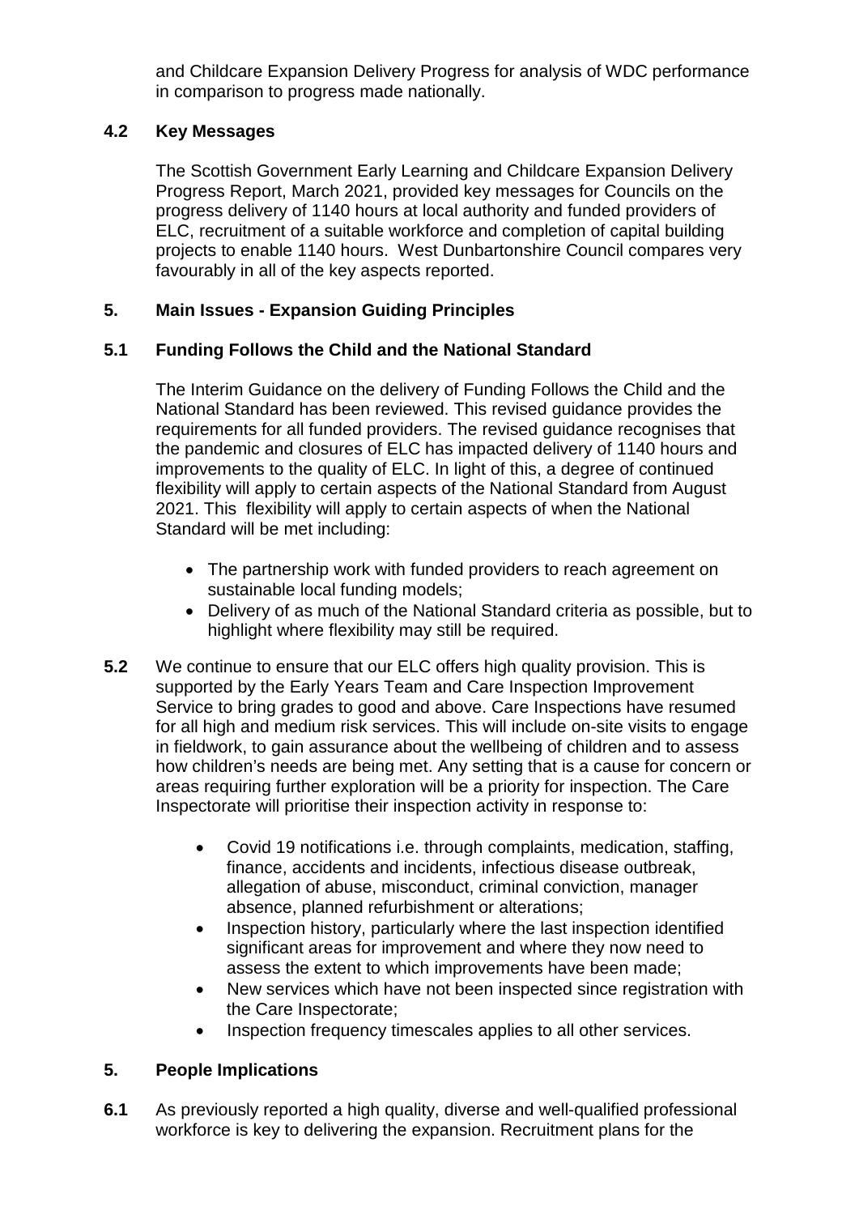and Childcare Expansion Delivery Progress for analysis of WDC performance in comparison to progress made nationally.

### 4.2 Key Messages

The Scottish Government Early Learning and Childcare Expansion Delivery Progress Report, March 2021, provided key messages for Councils on the progress delivery of 1140 hours at local authority and funded providers of ELC, recruitment of a suitable workforce and completion of capital building projects to enable 1140 hours. West Dunbartonshire Council compares very favourably in all of the key aspects reported.

## 5. Main Issues - Expansion Guiding Principles

### 5.1 Funding Follows the Child and the National Standard

The Interim Guidance on the delivery of Funding Follows the Child and the National Standard has been reviewed. This revised guidance provides the requirements for all funded providers. The revised guidance recognises that the pandemic and closures of ELC has impacted delivery of 1140 hours and improvements to the quality of ELC. In light of this, a degree of continued flexibility will apply to certain aspects of the National Standard from August 2021. This flexibility will apply to certain aspects of when the National Standard will be met including:

- The partnership work with funded providers to reach agreement on sustainable local funding models;
- Delivery of as much of the National Standard criteria as possible, but to highlight where flexibility may still be required.

**5.2** We continue to ensure that our ELC offers high quality provision. This is supported by the Early Years Team and Care Inspection Improvement Service to bring grades to good and above. Care Inspections have resumed for all high and medium risk services. This will include on-site visits to engage in fieldwork, to gain assurance about the wellbeing of children and to assess how children's needs are being met. Any setting that is a cause for concern or areas requiring further exploration will be a priority for inspection. The Care Inspectorate will prioritise their inspection activity in response to:

- Covid 19 notifications i.e. through complaints, medication, staffing, finance, accidents and incidents, infectious disease outbreak, allegation of abuse, misconduct, criminal conviction, manager absence, planned refurbishment or alterations;
- Inspection history, particularly where the last inspection identified significant areas for improvement and where they now need to assess the extent to which improvements have been made;
- New services which have not been inspected since registration with the Care Inspectorate;
- Inspection frequency timescales applies to all other services.

## 5. People Implications

**6.1** As previously reported a high quality, diverse and well-qualified professional workforce is key to delivering the expansion. Recruitment plans for the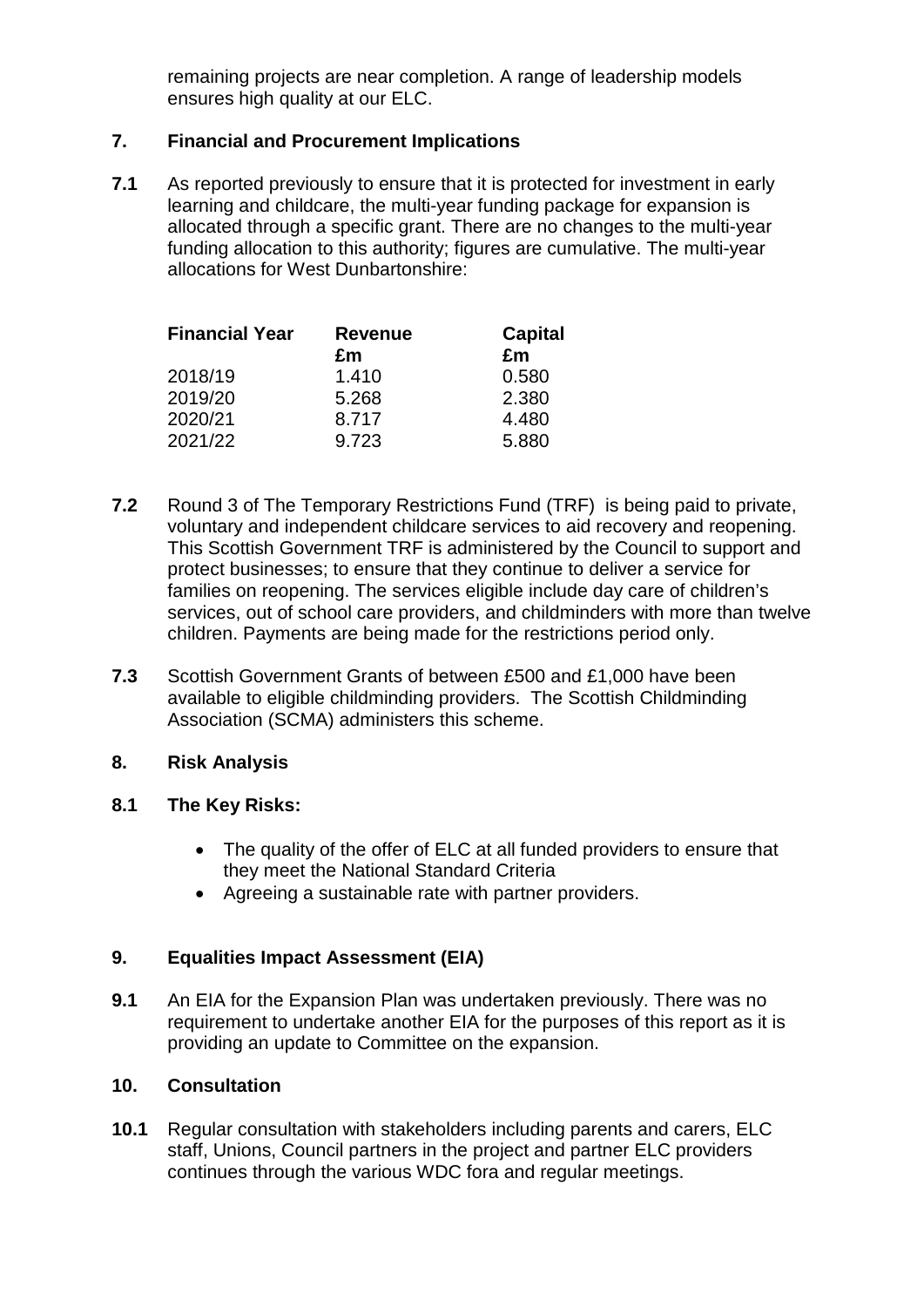remaining projects are near completion. A range of leadership models ensures high quality at our ELC.

## 7. Financial and Procurement Implications

**7.1** As reported previously to ensure that it is protected for investment in early learning and childcare, the multi-year funding package for expansion is allocated through a specific grant. There are no changes to the multi-year funding allocation to this authority; figures are cumulative. The multi-year allocations for West Dunbartonshire:

| Financial Year | Revenue £m | Capital £m |
|---|---|---|
| 2018/19 | 1.410 | 0.580 |
| 2019/20 | 5.268 | 2.380 |
| 2020/21 | 8.717 | 4.480 |
| 2021/22 | 9.723 | 5.880 |

**7.2** Round 3 of The Temporary Restrictions Fund (TRF) is being paid to private, voluntary and independent childcare services to aid recovery and reopening. This Scottish Government TRF is administered by the Council to support and protect businesses; to ensure that they continue to deliver a service for families on reopening. The services eligible include day care of children's services, out of school care providers, and childminders with more than twelve children. Payments are being made for the restrictions period only.

**7.3** Scottish Government Grants of between £500 and £1,000 have been available to eligible childminding providers. The Scottish Childminding Association (SCMA) administers this scheme.

## 8. Risk Analysis

**8.1 The Key Risks:**

- The quality of the offer of ELC at all funded providers to ensure that they meet the National Standard Criteria
- Agreeing a sustainable rate with partner providers.

## 9. Equalities Impact Assessment (EIA)

**9.1** An EIA for the Expansion Plan was undertaken previously. There was no requirement to undertake another EIA for the purposes of this report as it is providing an update to Committee on the expansion.

## 10. Consultation

**10.1** Regular consultation with stakeholders including parents and carers, ELC staff, Unions, Council partners in the project and partner ELC providers continues through the various WDC fora and regular meetings.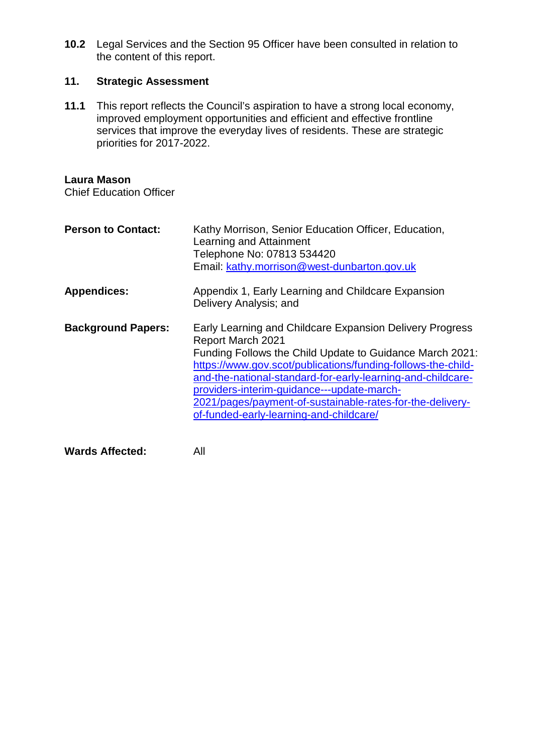**10.2** Legal Services and the Section 95 Officer have been consulted in relation to the content of this report.

## 11. Strategic Assessment

**11.1** This report reflects the Council's aspiration to have a strong local economy, improved employment opportunities and efficient and effective frontline services that improve the everyday lives of residents. These are strategic priorities for 2017-2022.

**Laura Mason**
Chief Education Officer

**Person to Contact:** Kathy Morrison, Senior Education Officer, Education, Learning and Attainment
Telephone No: 07813 534420
Email: kathy.morrison@west-dunbarton.gov.uk

**Appendices:** Appendix 1, Early Learning and Childcare Expansion Delivery Analysis; and

**Background Papers:** Early Learning and Childcare Expansion Delivery Progress Report March 2021
Funding Follows the Child Update to Guidance March 2021: https://www.gov.scot/publications/funding-follows-the-child-and-the-national-standard-for-early-learning-and-childcare-providers-interim-guidance---update-march-2021/pages/payment-of-sustainable-rates-for-the-delivery-of-funded-early-learning-and-childcare/

**Wards Affected:** All